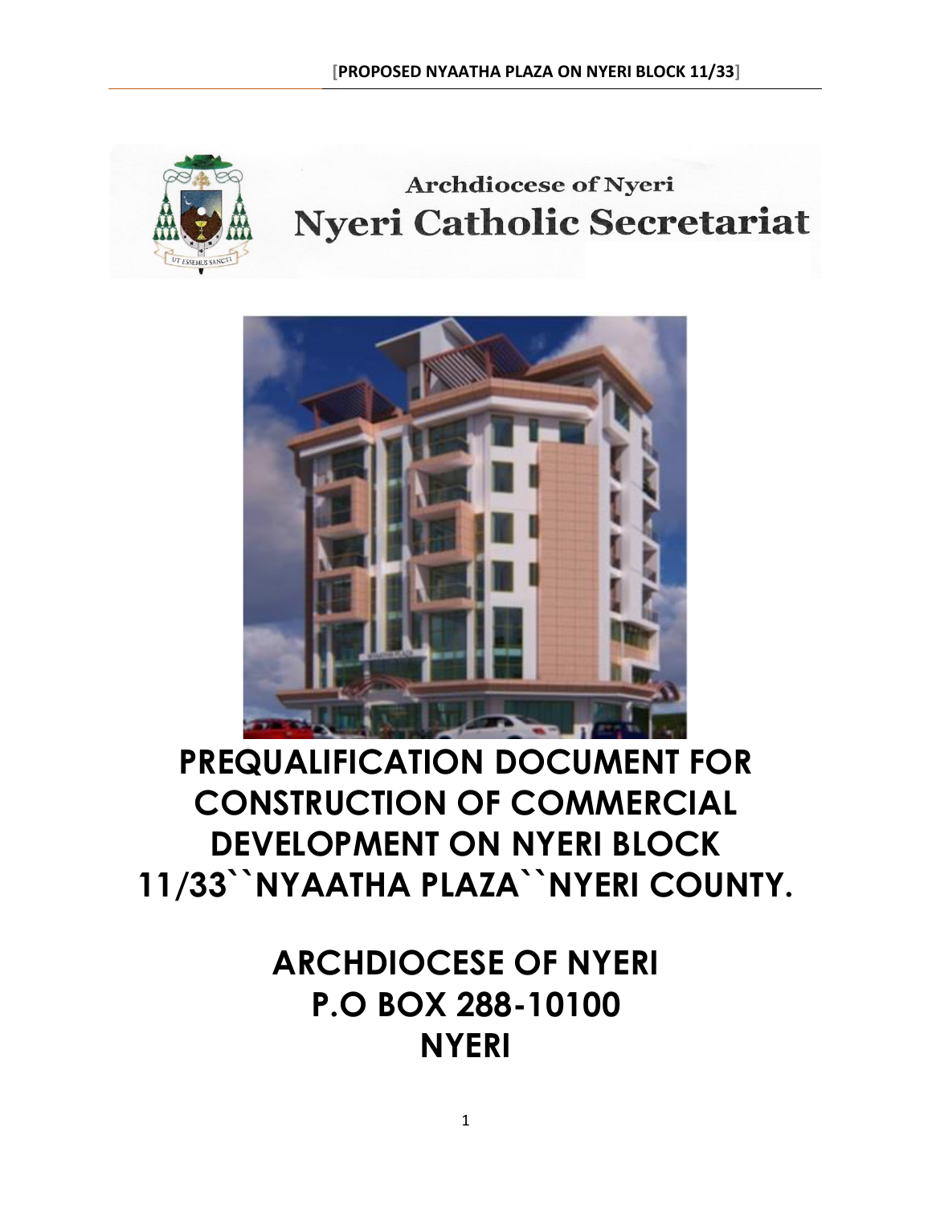Archdiocese of Nyeri

Nyeri Catholic Secretariat

# PREQUALIFICATION DOCUMENT FOR CONSTRUCTION OF COMMERCIAL DEVELOPMENT ON NYERI BLOCK 11/33``NYAATHA PLAZA``NYERI COUNTY.

## ARCHDIOCESE OF NYERI
## P.O BOX 288-10100
## NYERI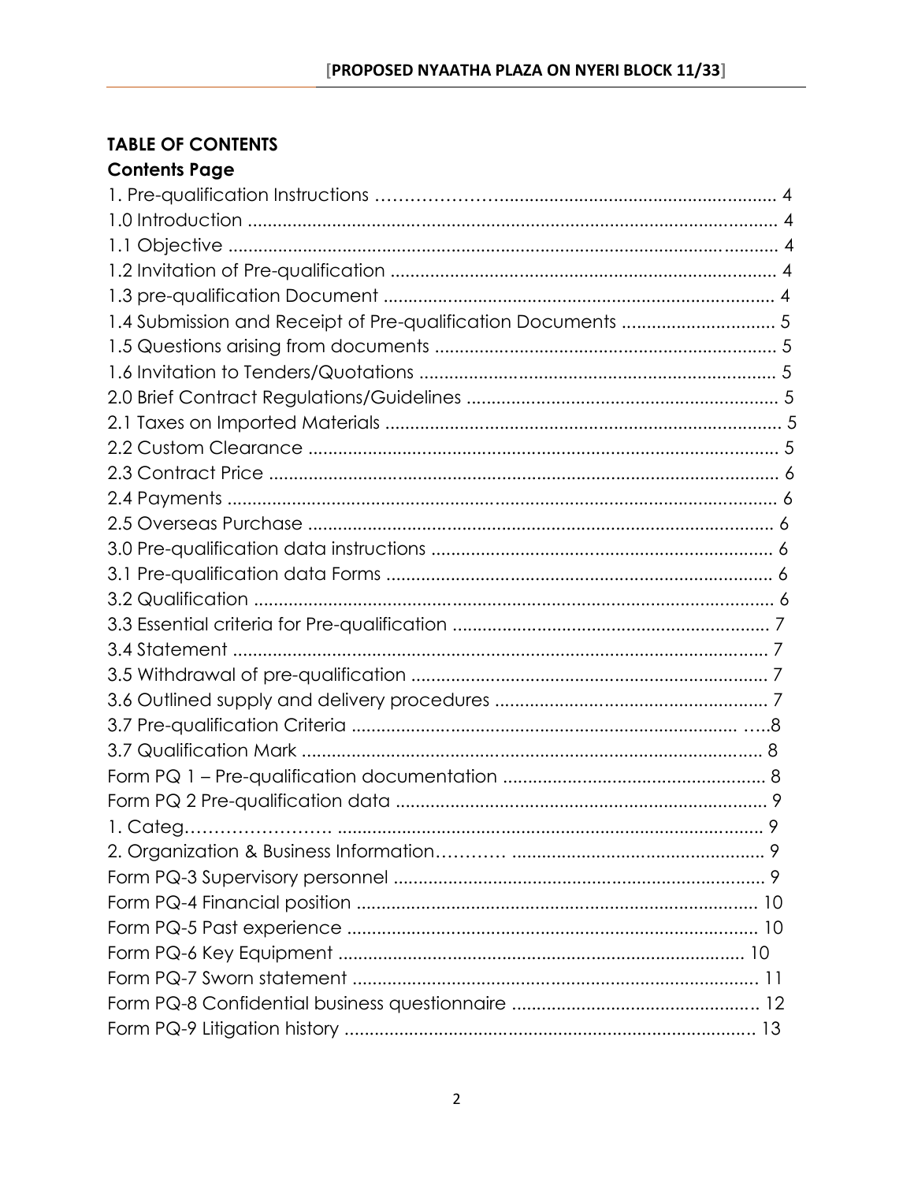## TABLE OF CONTENTS

### Contents Page

1. Pre-qualification Instructions …………………........................................................ 4
1.0 Introduction ............................................................................................................ 4
1.1 Objective ................................................................................................................. 4
1.2 Invitation of Pre-qualification ............................................................................. 4
1.3 pre-qualification Document ............................................................................... 4
1.4 Submission and Receipt of Pre-qualification Documents ................................ 5
1.5 Questions arising from documents ..................................................................... 5
1.6 Invitation to Tenders/Quotations ........................................................................ 5
2.0 Brief Contract Regulations/Guidelines ............................................................... 5
2.1 Taxes on Imported Materials ............................................................................... 5
2.2 Custom Clearance ................................................................................................ 5
2.3 Contract Price ........................................................................................................ 6
2.4 Payments ................................................................................................................ 6
2.5 Overseas Purchase ............................................................................................... 6
3.0 Pre-qualification data instructions ..................................................................... 6
3.1 Pre-qualification data Forms .............................................................................. 6
3.2 Qualification .......................................................................................................... 6
3.3 Essential criteria for Pre-qualification ................................................................ 7
3.4 Statement .............................................................................................................. 7
3.5 Withdrawal of pre-qualification ........................................................................ 7
3.6 Outlined supply and delivery procedures ........................................................ 7
3.7 Pre-qualification Criteria .................................................................................. …..8
3.7 Qualification Mark ............................................................................................... 8
Form PQ 1 – Pre-qualification documentation ...................................................... 8
Form PQ 2 Pre-qualification data ............................................................................ 9
1. Categ……………………. ........................................................................................ 9
2. Organization & Business Information………… ..................................................... 9
Form PQ-3 Supervisory personnel ............................................................................ 9
Form PQ-4 Financial position .................................................................................. 10
Form PQ-5 Past experience .................................................................................... 10
Form PQ-6 Key Equipment .................................................................................... 10
Form PQ-7 Sworn statement ................................................................................... 11
Form PQ-8 Confidential business questionnaire .................................................. 12
Form PQ-9 Litigation history .................................................................................... 13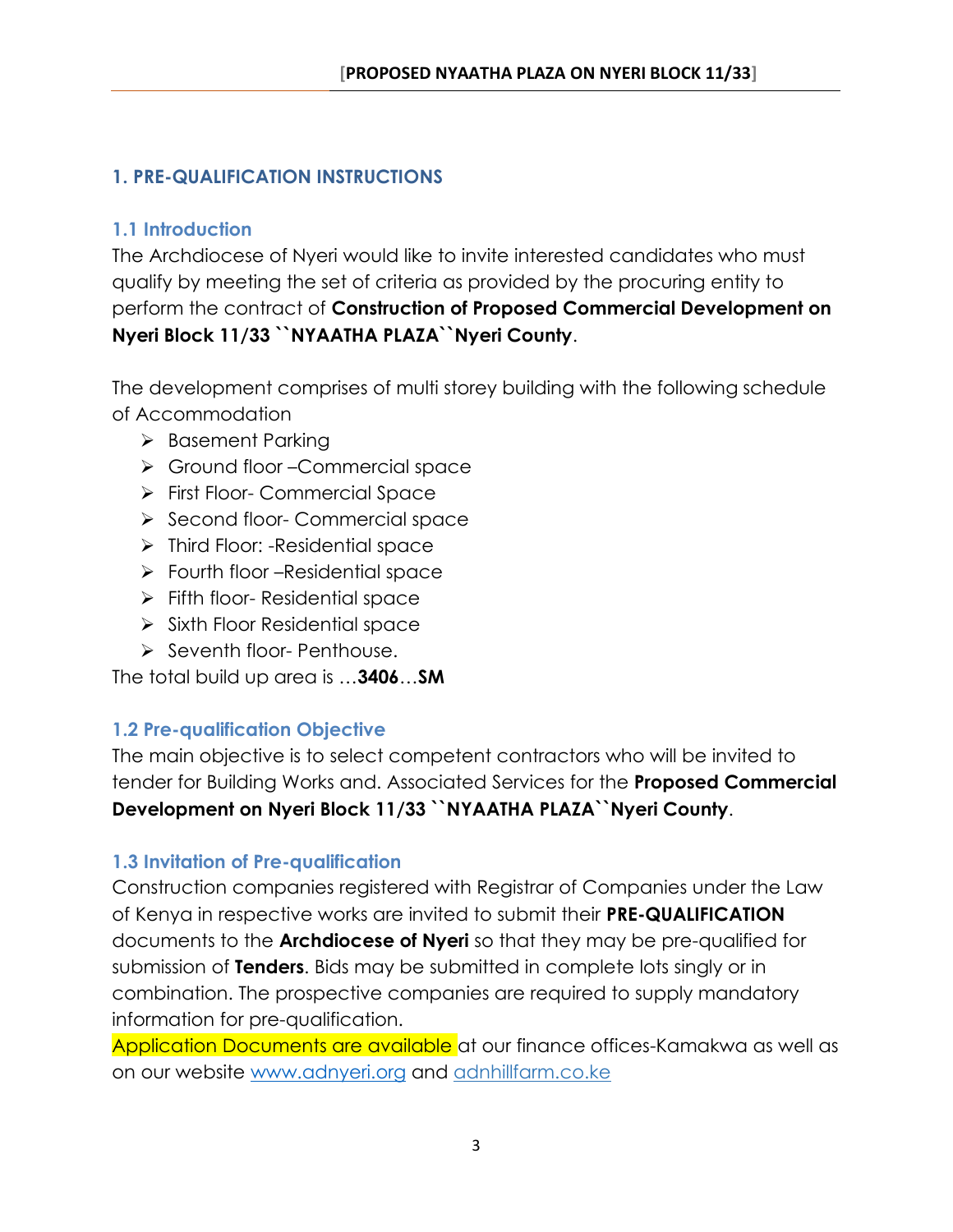## 1. PRE-QUALIFICATION INSTRUCTIONS

### 1.1 Introduction

The Archdiocese of Nyeri would like to invite interested candidates who must qualify by meeting the set of criteria as provided by the procuring entity to perform the contract of **Construction of Proposed Commercial Development on Nyeri Block 11/33 ``NYAATHA PLAZA``Nyeri County**.

The development comprises of multi storey building with the following schedule of Accommodation

- Basement Parking
- Ground floor –Commercial space
- First Floor- Commercial Space
- Second floor- Commercial space
- Third Floor: -Residential space
- Fourth floor –Residential space
- Fifth floor- Residential space
- Sixth Floor Residential space
- Seventh floor- Penthouse.

The total build up area is …**3406**…**SM**

### 1.2 Pre-qualification Objective

The main objective is to select competent contractors who will be invited to tender for Building Works and. Associated Services for the **Proposed Commercial Development on Nyeri Block 11/33 ``NYAATHA PLAZA``Nyeri County**.

### 1.3 Invitation of Pre-qualification

Construction companies registered with Registrar of Companies under the Law of Kenya in respective works are invited to submit their **PRE-QUALIFICATION** documents to the **Archdiocese of Nyeri** so that they may be pre-qualified for submission of **Tenders**. Bids may be submitted in complete lots singly or in combination. The prospective companies are required to supply mandatory information for pre-qualification.

Application Documents are available at our finance offices-Kamakwa as well as on our website www.adnyeri.org and adnhillfarm.co.ke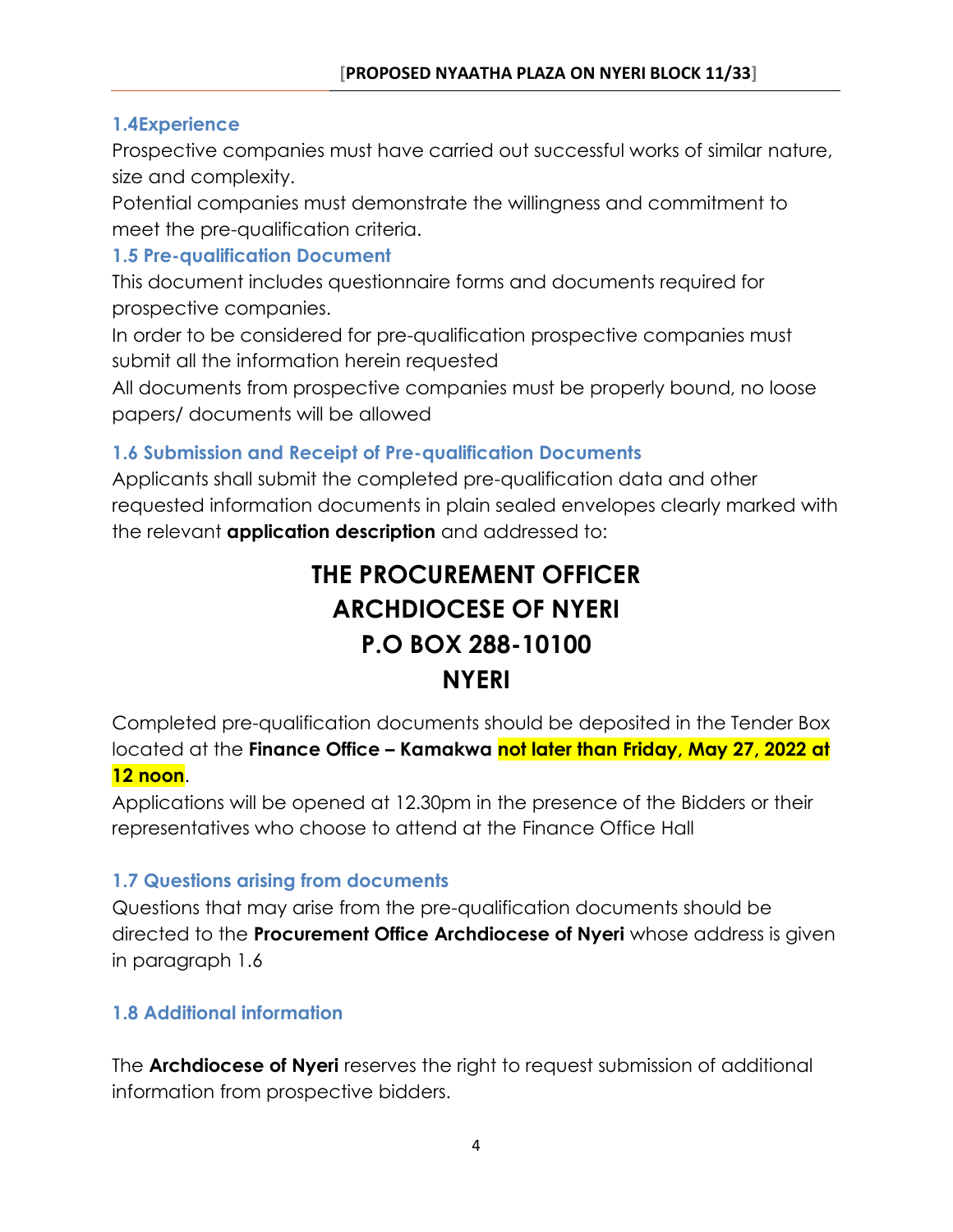### 1.4Experience

Prospective companies must have carried out successful works of similar nature, size and complexity.

Potential companies must demonstrate the willingness and commitment to meet the pre-qualification criteria.

### 1.5 Pre-qualification Document

This document includes questionnaire forms and documents required for prospective companies.

In order to be considered for pre-qualification prospective companies must submit all the information herein requested

All documents from prospective companies must be properly bound, no loose papers/ documents will be allowed

### 1.6 Submission and Receipt of Pre-qualification Documents

Applicants shall submit the completed pre-qualification data and other requested information documents in plain sealed envelopes clearly marked with the relevant **application description** and addressed to:

**THE PROCUREMENT OFFICER**
**ARCHDIOCESE OF NYERI**
**P.O BOX 288-10100**
**NYERI**

Completed pre-qualification documents should be deposited in the Tender Box located at the **Finance Office – Kamakwa** **not later than Friday, May 27, 2022 at 12 noon**.

Applications will be opened at 12.30pm in the presence of the Bidders or their representatives who choose to attend at the Finance Office Hall

### 1.7 Questions arising from documents

Questions that may arise from the pre-qualification documents should be directed to the **Procurement Office Archdiocese of Nyeri** whose address is given in paragraph 1.6

### 1.8 Additional information

The **Archdiocese of Nyeri** reserves the right to request submission of additional information from prospective bidders.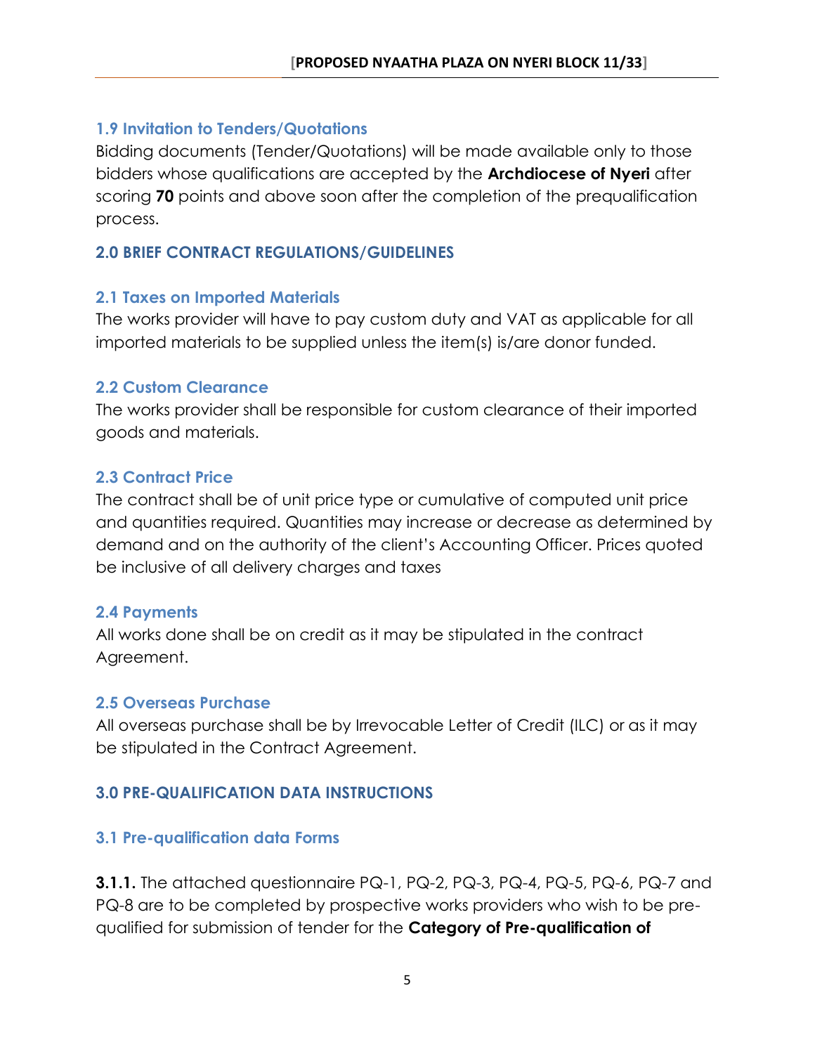### 1.9 Invitation to Tenders/Quotations

Bidding documents (Tender/Quotations) will be made available only to those bidders whose qualifications are accepted by the **Archdiocese of Nyeri** after scoring **70** points and above soon after the completion of the prequalification process.

## 2.0 BRIEF CONTRACT REGULATIONS/GUIDELINES

### 2.1 Taxes on Imported Materials

The works provider will have to pay custom duty and VAT as applicable for all imported materials to be supplied unless the item(s) is/are donor funded.

### 2.2 Custom Clearance

The works provider shall be responsible for custom clearance of their imported goods and materials.

### 2.3 Contract Price

The contract shall be of unit price type or cumulative of computed unit price and quantities required. Quantities may increase or decrease as determined by demand and on the authority of the client's Accounting Officer. Prices quoted be inclusive of all delivery charges and taxes

### 2.4 Payments

All works done shall be on credit as it may be stipulated in the contract Agreement.

### 2.5 Overseas Purchase

All overseas purchase shall be by Irrevocable Letter of Credit (ILC) or as it may be stipulated in the Contract Agreement.

## 3.0 PRE-QUALIFICATION DATA INSTRUCTIONS

### 3.1 Pre-qualification data Forms

**3.1.1.** The attached questionnaire PQ-1, PQ-2, PQ-3, PQ-4, PQ-5, PQ-6, PQ-7 and PQ-8 are to be completed by prospective works providers who wish to be pre-qualified for submission of tender for the **Category of Pre-qualification of**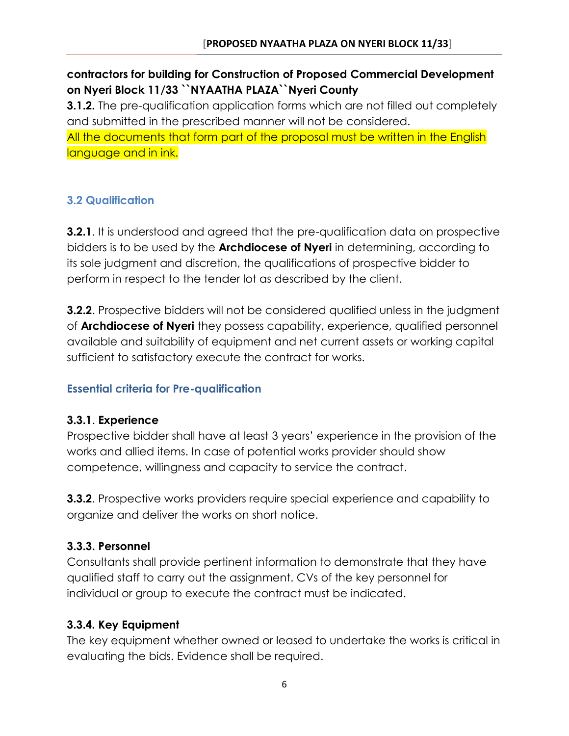**contractors for building for Construction of Proposed Commercial Development on Nyeri Block 11/33 ``NYAATHA PLAZA``Nyeri County**

**3.1.2.** The pre-qualification application forms which are not filled out completely and submitted in the prescribed manner will not be considered.
All the documents that form part of the proposal must be written in the English language and in ink.

### 3.2 Qualification

**3.2.1**. It is understood and agreed that the pre-qualification data on prospective bidders is to be used by the **Archdiocese of Nyeri** in determining, according to its sole judgment and discretion, the qualifications of prospective bidder to perform in respect to the tender lot as described by the client.

**3.2.2**. Prospective bidders will not be considered qualified unless in the judgment of **Archdiocese of Nyeri** they possess capability, experience, qualified personnel available and suitability of equipment and net current assets or working capital sufficient to satisfactory execute the contract for works.

### Essential criteria for Pre-qualification

**3.3.1**. **Experience**
Prospective bidder shall have at least 3 years' experience in the provision of the works and allied items. In case of potential works provider should show competence, willingness and capacity to service the contract.

**3.3.2**. Prospective works providers require special experience and capability to organize and deliver the works on short notice.

**3.3.3. Personnel**
Consultants shall provide pertinent information to demonstrate that they have qualified staff to carry out the assignment. CVs of the key personnel for individual or group to execute the contract must be indicated.

**3.3.4. Key Equipment**
The key equipment whether owned or leased to undertake the works is critical in evaluating the bids. Evidence shall be required.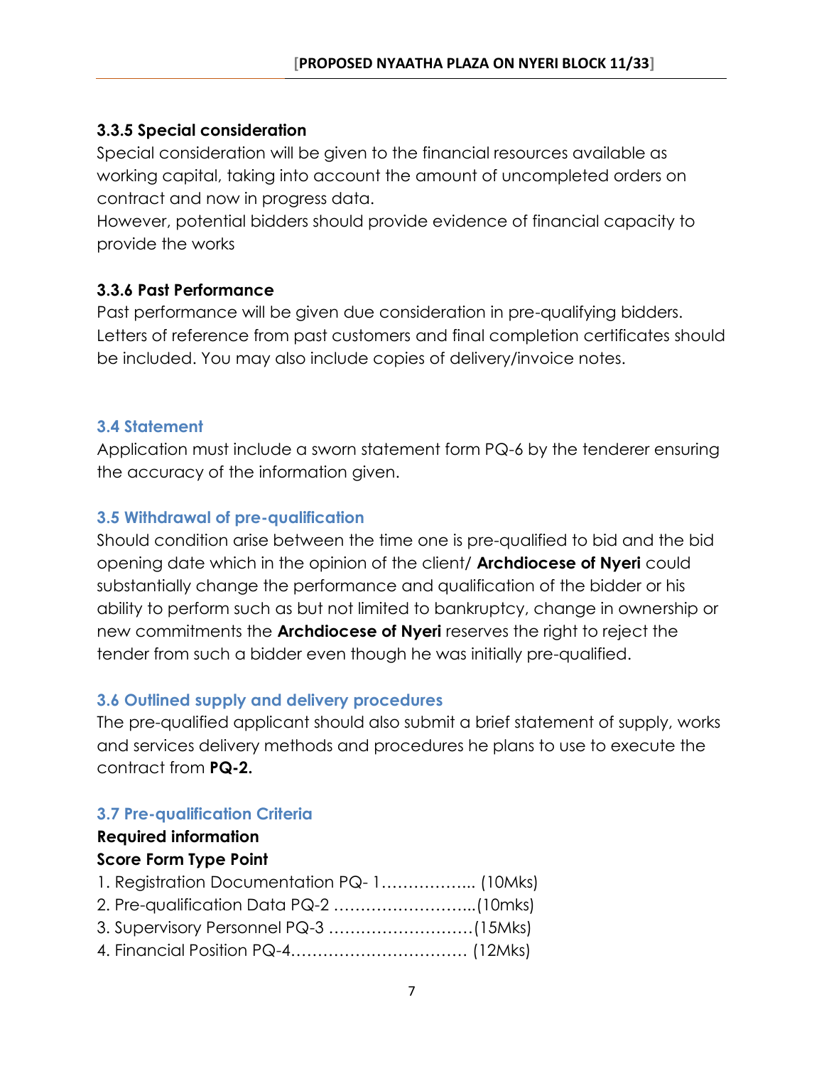### 3.3.5 Special consideration

Special consideration will be given to the financial resources available as working capital, taking into account the amount of uncompleted orders on contract and now in progress data.

However, potential bidders should provide evidence of financial capacity to provide the works

### 3.3.6 Past Performance

Past performance will be given due consideration in pre-qualifying bidders. Letters of reference from past customers and final completion certificates should be included. You may also include copies of delivery/invoice notes.

## 3.4 Statement

Application must include a sworn statement form PQ-6 by the tenderer ensuring the accuracy of the information given.

## 3.5 Withdrawal of pre-qualification

Should condition arise between the time one is pre-qualified to bid and the bid opening date which in the opinion of the client/ **Archdiocese of Nyeri** could substantially change the performance and qualification of the bidder or his ability to perform such as but not limited to bankruptcy, change in ownership or new commitments the **Archdiocese of Nyeri** reserves the right to reject the tender from such a bidder even though he was initially pre-qualified.

## 3.6 Outlined supply and delivery procedures

The pre-qualified applicant should also submit a brief statement of supply, works and services delivery methods and procedures he plans to use to execute the contract from **PQ-2.**

## 3.7 Pre-qualification Criteria

**Required information**

**Score Form Type Point**

1. Registration Documentation PQ- 1…………….... (10Mks)
2. Pre-qualification Data PQ-2 ……………………...(10mks)
3. Supervisory Personnel PQ-3 ………………………(15Mks)
4. Financial Position PQ-4…………………………… (12Mks)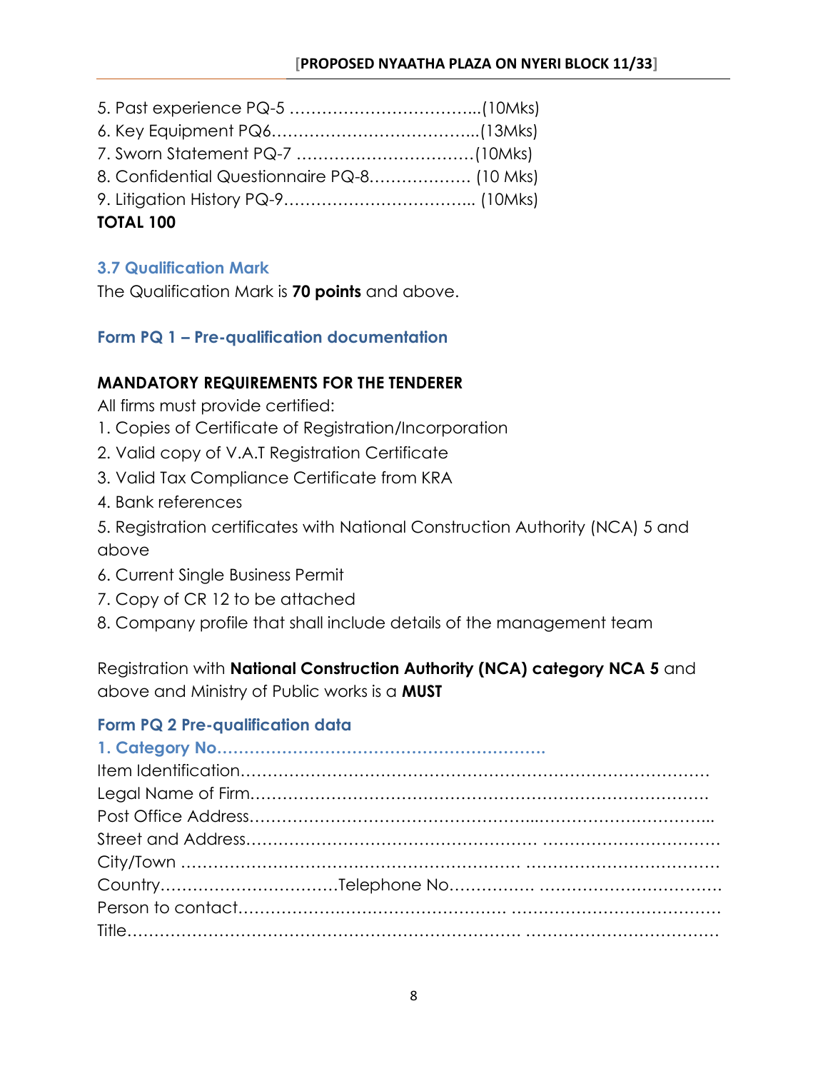5. Past experience PQ-5 ……………………………...(10Mks)
6. Key Equipment PQ6………………………………..(13Mks)
7. Sworn Statement PQ-7 ……………………………(10Mks)
8. Confidential Questionnaire PQ-8………………. (10 Mks)
9. Litigation History PQ-9…………………………….. (10Mks)

**TOTAL 100**

### 3.7 Qualification Mark

The Qualification Mark is **70 points** and above.

### Form PQ 1 – Pre-qualification documentation

**MANDATORY REQUIREMENTS FOR THE TENDERER**

All firms must provide certified:

1. Copies of Certificate of Registration/Incorporation
2. Valid copy of V.A.T Registration Certificate
3. Valid Tax Compliance Certificate from KRA
4. Bank references
5. Registration certificates with National Construction Authority (NCA) 5 and above
6. Current Single Business Permit
7. Copy of CR 12 to be attached
8. Company profile that shall include details of the management team

Registration with **National Construction Authority (NCA) category NCA 5** and above and Ministry of Public works is a **MUST**

### Form PQ 2 Pre-qualification data

**1. Category No……………………………………………………..**

Item Identification……………………………………………………………………………
Legal Name of Firm…………………………………………………………………………
Post Office Address…………………………………………..…………….…………...
Street and Address…………………………………………… …………………………
City/Town ………………………………………………… ……………………………
Country……………………………Telephone No…………… ……………….…………..
Person to contact………………………………………. …………………………………
Title……………………………………………………………… ……………………………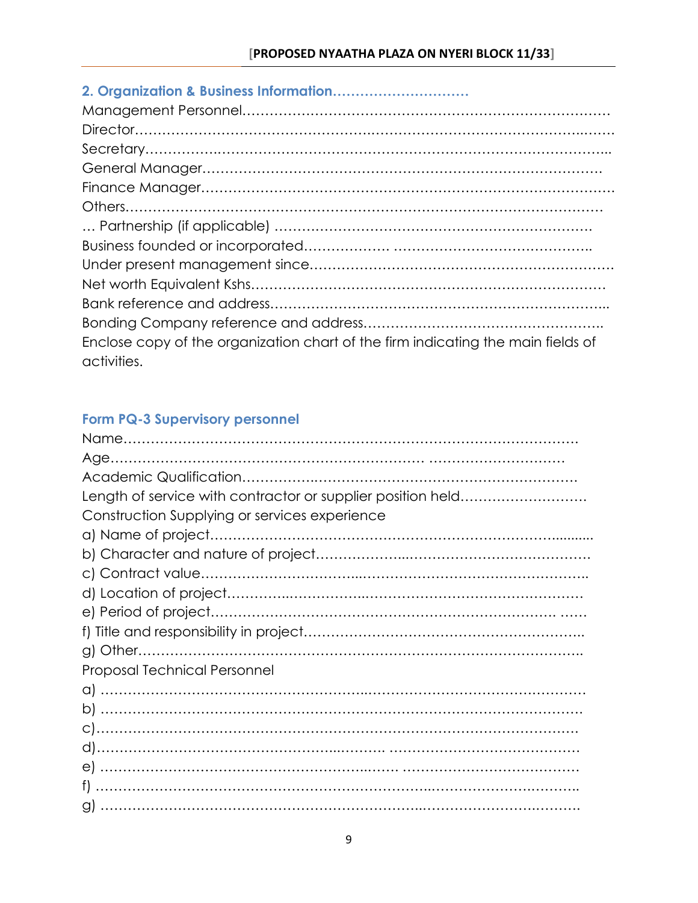## 2. Organization & Business Information…………………………

Management Personnel……………………………………………………………………

Director……………………………………………………………………………….…….

Secretary…………….……………………………………………………….…………...

General Manager………………………………………………………………………….

Finance Manager…………………………………………………………………………

Others………………………………………………………………………………………

… Partnership (if applicable) ……………………………………………………….

Business founded or incorporated………………. …………………………………….

Under present management since……………………………………………………….

Net worth Equivalent Kshs………………………………………………………………

Bank reference and address………………………………………………………………..

Bonding Company reference and address……………………………………………..

Enclose copy of the organization chart of the firm indicating the main fields of activities.

## Form PQ-3 Supervisory personnel

Name…………………………………………………………………………………

Age…………………………………………………………… …………………………

Academic Qualification…………….………………………………………………

Length of service with contractor or supplier position held……………………….

Construction Supplying or services experience

a) Name of project…………………………………………………………………..........

b) Character and nature of project………………..……………………………………….

c) Contract value………………………………...………………………………………..

d) Location of project…………..……………..………………………………………

e) Period of project………………………………………………………………… ……

f) Title and responsibility in project……………………………………………………..

g) Other………………………………………………………………………….………..

Proposal Technical Personnel

a) ………………………………………………..………………………………….………

b) ………………………………………………………………………………………….

c)………………………………………………………………………………………….

d)……………………………………………..………. ……………………………………

e) …………………………………………………..……. …………………………………

f) …………………………………………………………...…………………………….

g) …………………………………………………………..……………………….……….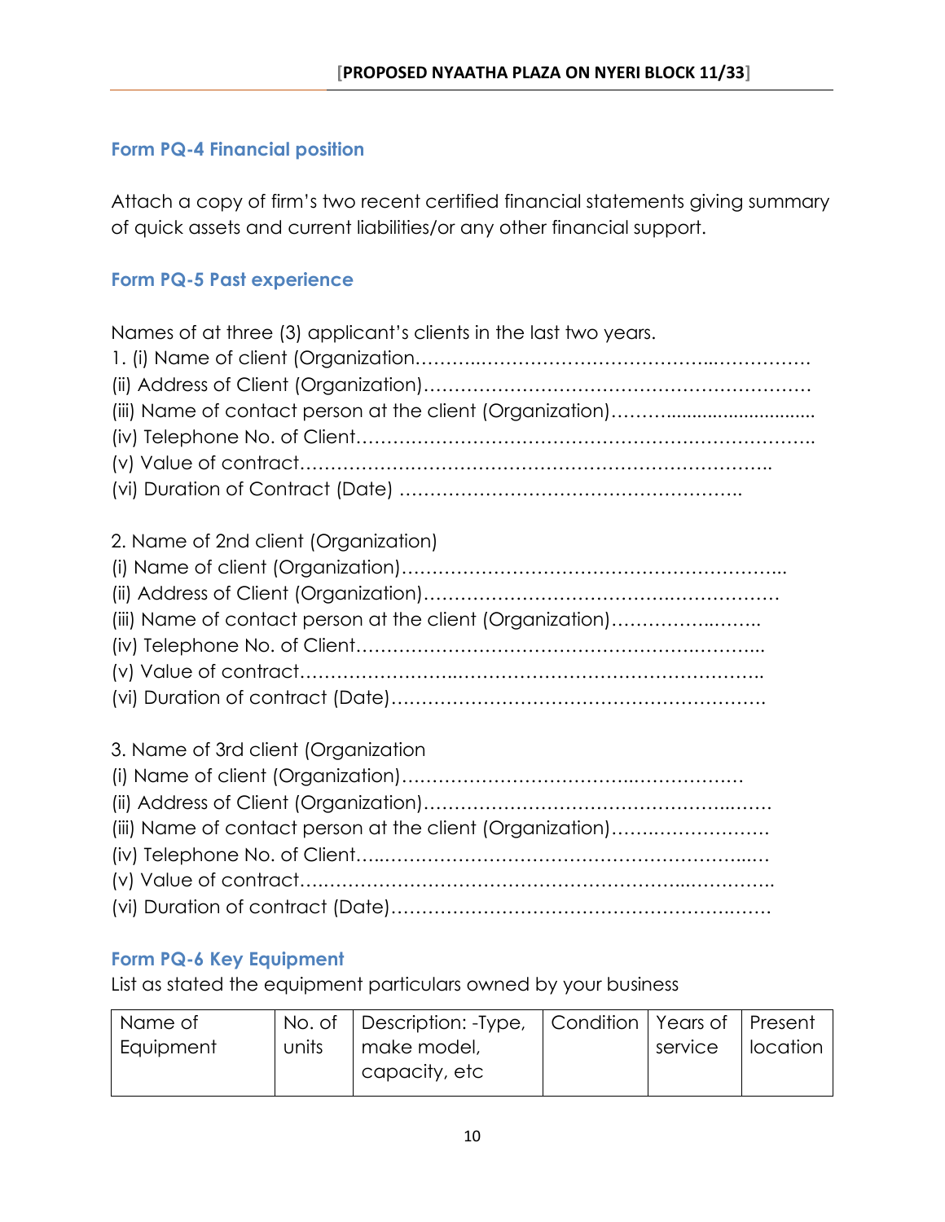### Form PQ-4 Financial position

Attach a copy of firm's two recent certified financial statements giving summary of quick assets and current liabilities/or any other financial support.

### Form PQ-5 Past experience

Names of at three (3) applicant's clients in the last two years.

1. (i) Name of client (Organization……………………………………………………………
(ii) Address of Client (Organization)……………………………………………………
(iii) Name of contact person at the client (Organization)……….............................
(iv) Telephone No. of Client……………………………………………………………….
(v) Value of contract………………………………………………………………….
(vi) Duration of Contract (Date) ……………………………………………….

2. Name of 2nd client (Organization)
(i) Name of client (Organization)……………………………………………………...
(ii) Address of Client (Organization)……………………………………………………
(iii) Name of contact person at the client (Organization)……………..……..
(iv) Telephone No. of Client…………………………………………….………...
(v) Value of contract……………………..……………………………………………..
(vi) Duration of contract (Date)…………………………………………………….

3. Name of 3rd client (Organization
(i) Name of client (Organization)……………………………..……………..
(ii) Address of Client (Organization)…………………………………………..……
(iii) Name of contact person at the client (Organization)……….……………….
(iv) Telephone No. of Client…..…………………………………………………..….
(v) Value of contract….…………………………………………………..…….…….
(vi) Duration of contract (Date)…………………………………………….…….

### Form PQ-6 Key Equipment

List as stated the equipment particulars owned by your business

| Name of Equipment | No. of units | Description: -Type, make model, capacity, etc | Condition | Years of service | Present location |
|---|---|---|---|---|---|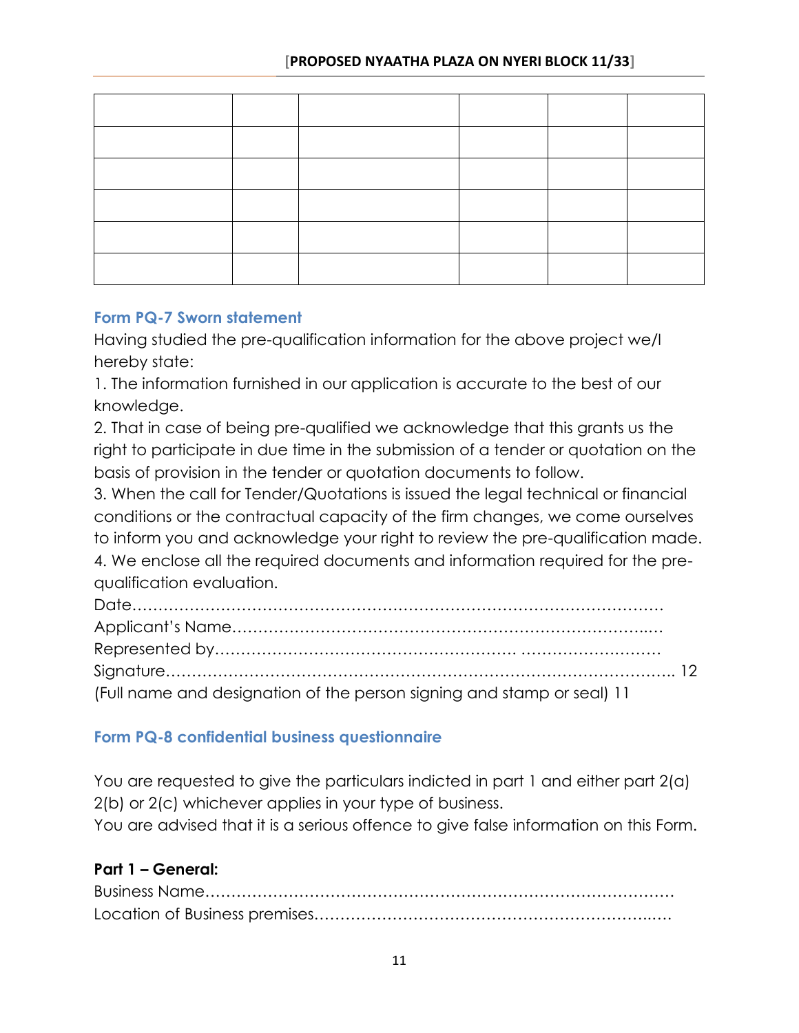| | | | | | |
|---|---|---|---|---|---|
| | | | | | |
| | | | | | |
| | | | | | |
| | | | | | |
| | | | | | |
| | | | | | |

### Form PQ-7 Sworn statement

Having studied the pre-qualification information for the above project we/I hereby state:

1. The information furnished in our application is accurate to the best of our knowledge.
2. That in case of being pre-qualified we acknowledge that this grants us the right to participate in due time in the submission of a tender or quotation on the basis of provision in the tender or quotation documents to follow.
3. When the call for Tender/Quotations is issued the legal technical or financial conditions or the contractual capacity of the firm changes, we come ourselves to inform you and acknowledge your right to review the pre-qualification made.
4. We enclose all the required documents and information required for the pre-qualification evaluation.

Date………………………………………………………………………………………
Applicant's Name……………………………………………………………………..…
Represented by………………………………………………… ………………………
Signature………………………………………………………………………………….. 12
(Full name and designation of the person signing and stamp or seal) 11

### Form PQ-8 confidential business questionnaire

You are requested to give the particulars indicted in part 1 and either part 2(a) 2(b) or 2(c) whichever applies in your type of business.
You are advised that it is a serious offence to give false information on this Form.

**Part 1 – General:**

Business Name………………………………………………………………………………
Location of Business premises…………………………………………………………..….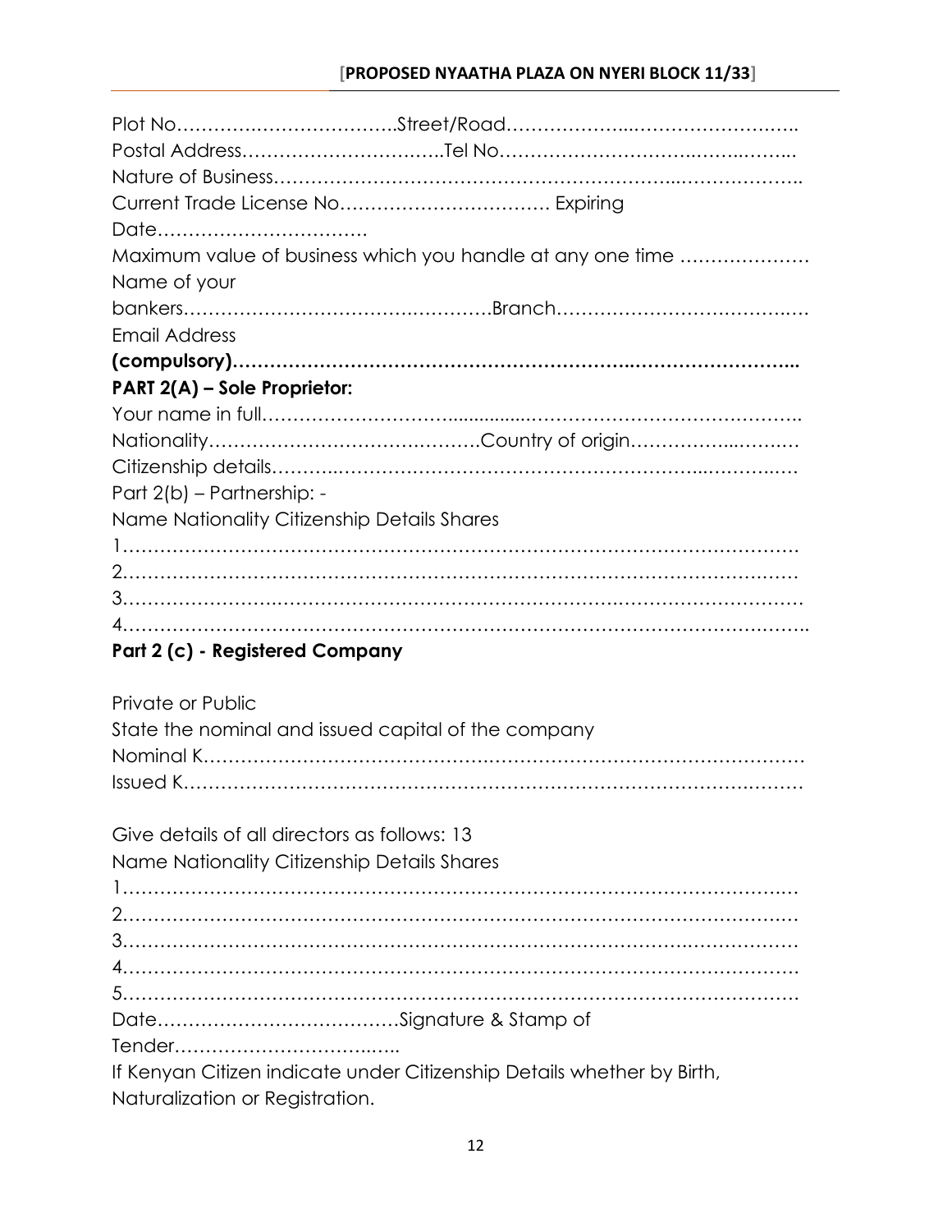Plot No……………….……………..Street/Road……………....…………………….

Postal Address…………………………..Tel No……………………….……...……..

Nature of Business……………………………………………………...………………..

Current Trade License No……………………………. Expiring Date…………………………….

Maximum value of business which you handle at any one time ………………… Name of your bankers…………………………….………….Branch…………………………….….

Email Address **(compulsory)……………………………………………………..……………………...**

**PART 2(A) – Sole Proprietor:**

Your name in full………………………..............………………………………………..

Nationality…………………………………….Country of origin……………...……..…

Citizenship details……….…………………………………………………...………..…

Part 2(b) – Partnership: -

Name Nationality Citizenship Details Shares

1………………………………………………………………………………………………

2………………………………………………………………………………………………

3………………………………………………………………………………………………

4……………………………………………………………………………………………….

**Part 2 (c) - Registered Company**

Private or Public

State the nominal and issued capital of the company

Nominal K………………………………………………………………………………

Issued K…………………………………………………………………………………

Give details of all directors as follows: 13

Name Nationality Citizenship Details Shares

1………………………………………………………………………………………………

2………………………………………………………………………………………………

3………………………………………………………………………………………………

4………………………………………………………………………………………………

5………………………………………………………………………………………………

Date…………………………………Signature & Stamp of Tender…………………………..…..

If Kenyan Citizen indicate under Citizenship Details whether by Birth, Naturalization or Registration.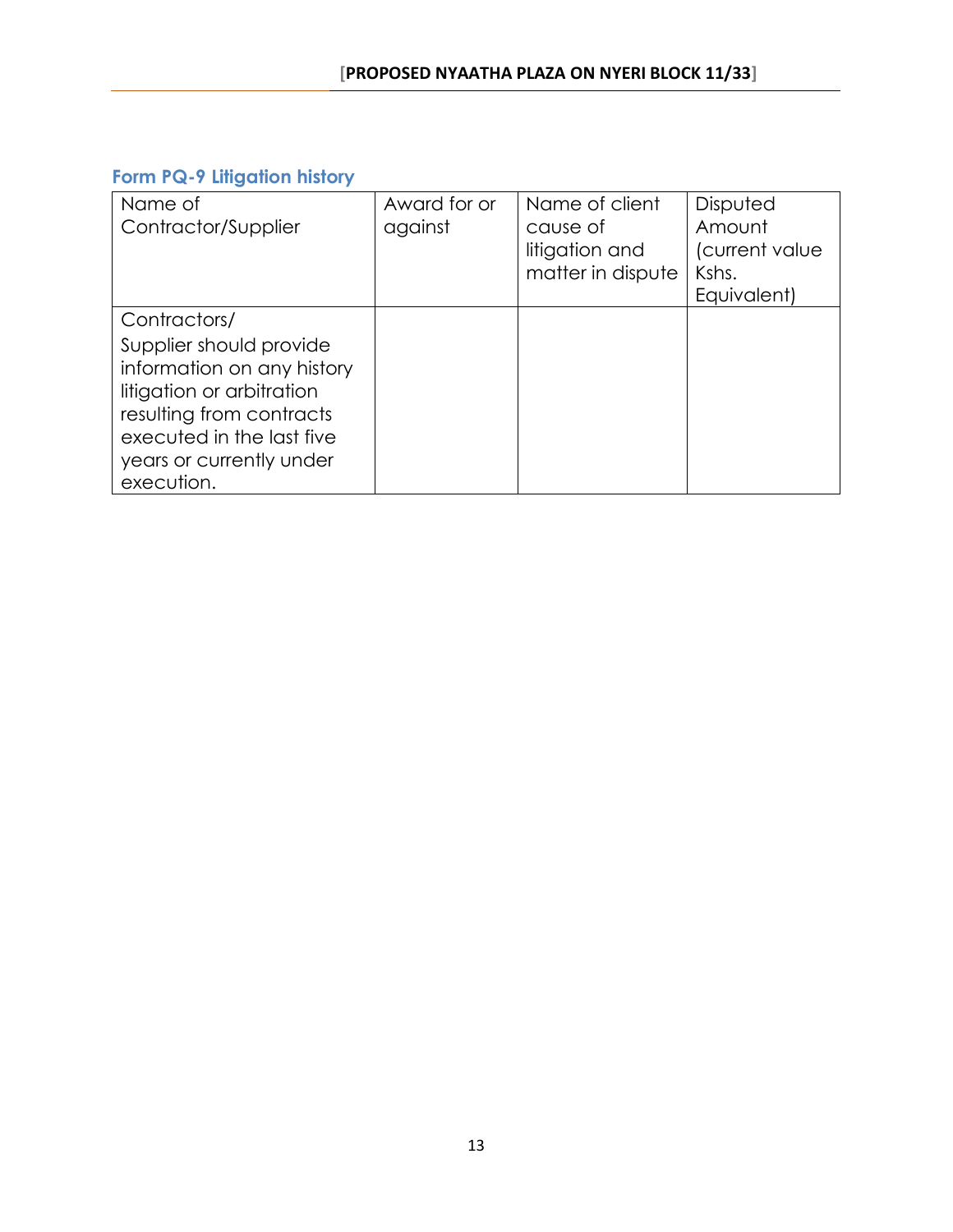## Form PQ-9 Litigation history

| Name of Contractor/Supplier | Award for or against | Name of client cause of litigation and matter in dispute | Disputed Amount (current value Kshs. Equivalent) |
|---|---|---|---|
| Contractors/ Supplier should provide information on any history litigation or arbitration resulting from contracts executed in the last five years or currently under execution. | | | |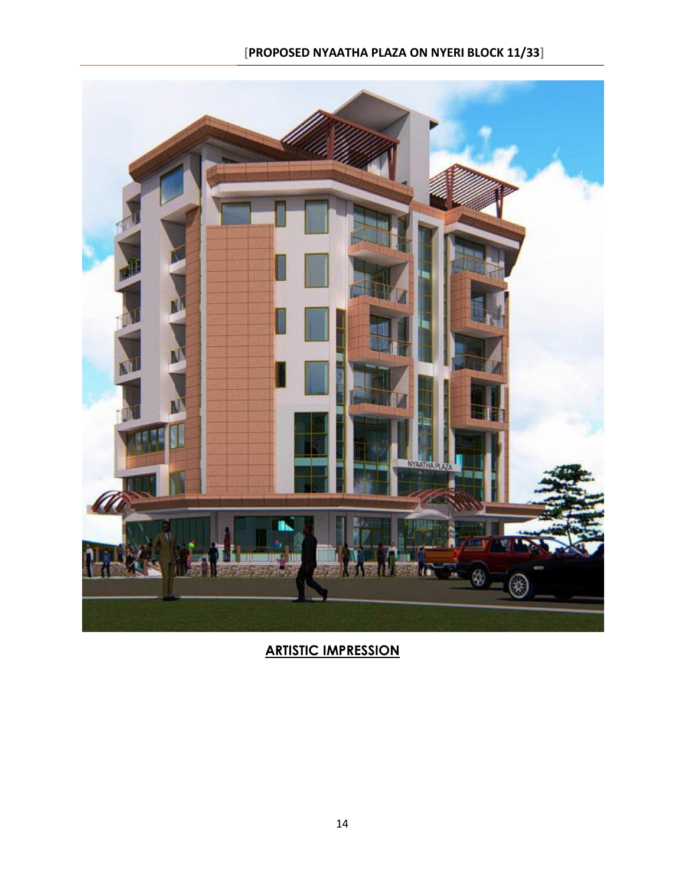**ARTISTIC IMPRESSION**